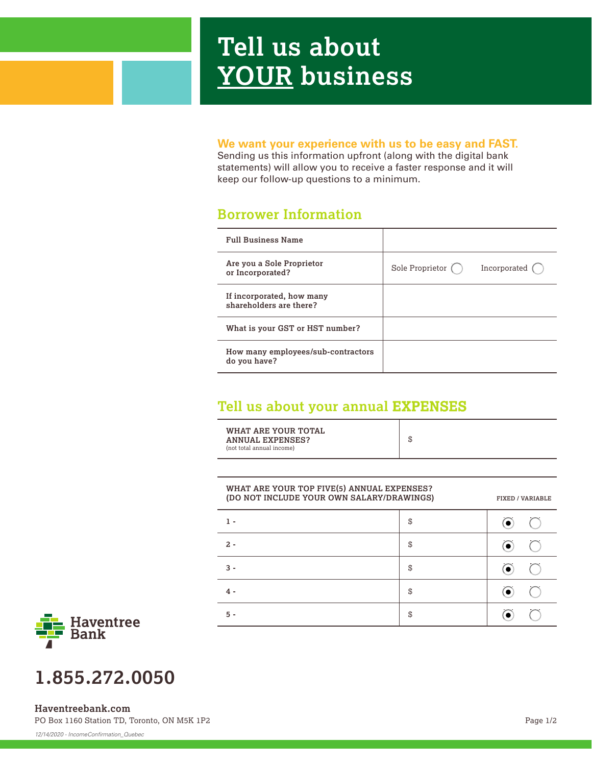# Tell us about YOUR business

**We want your experience with us to be easy and FAST.**
Sending us this information upfront (along with the digital bank statements) will allow you to receive a faster response and it will keep our follow-up questions to a minimum.

## Borrower Information

| Full Business Name | |
|---|---|
| Are you a Sole Proprietor or Incorporated? | Sole Proprietor ◯ Incorporated ◯ |
| If incorporated, how many shareholders are there? | |
| What is your GST or HST number? | |
| How many employees/sub-contractors do you have? | |

## Tell us about your annual EXPENSES

| WHAT ARE YOUR TOTAL ANNUAL EXPENSES? (not total annual income) | $ |
|---|---|

| WHAT ARE YOUR TOP FIVE(5) ANNUAL EXPENSES? (DO NOT INCLUDE YOUR OWN SALARY/DRAWINGS) | | FIXED / VARIABLE |
|---|---|---|
| 1 - | $ | ◉ ◯ |
| 2 - | $ | ◉ ◯ |
| 3 - | $ | ◉ ◯ |
| 4 - | $ | ◉ ◯ |
| 5 - | $ | ◉ ◯ |

Haventree Bank

**1.855.272.0050**

**Haventreebank.com**
PO Box 1160 Station TD, Toronto, ON M5K 1P2

*12/14/2020 - IncomeConfirmation_Quebec*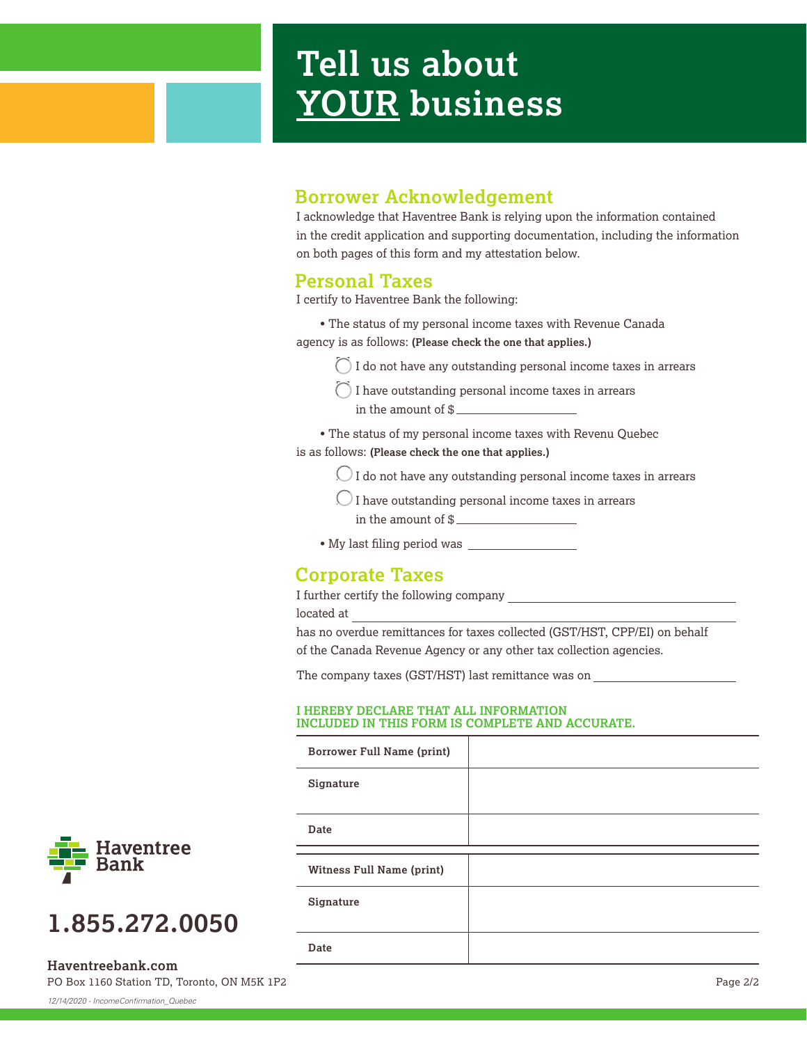# Tell us about YOUR business

## Borrower Acknowledgement

I acknowledge that Haventree Bank is relying upon the information contained in the credit application and supporting documentation, including the information on both pages of this form and my attestation below.

## Personal Taxes

I certify to Haventree Bank the following:

- The status of my personal income taxes with Revenue Canada agency is as follows: **(Please check the one that applies.)**

  ◯ I do not have any outstanding personal income taxes in arrears

  ◯ I have outstanding personal income taxes in arrears in the amount of $ ____________

- The status of my personal income taxes with Revenu Quebec is as follows: **(Please check the one that applies.)**

  ◯ I do not have any outstanding personal income taxes in arrears

  ◯ I have outstanding personal income taxes in arrears in the amount of $ ____________

- My last filing period was ____________

## Corporate Taxes

I further certify the following company ____________________________

located at ____________________________

has no overdue remittances for taxes collected (GST/HST, CPP/EI) on behalf of the Canada Revenue Agency or any other tax collection agencies.

The company taxes (GST/HST) last remittance was on ____________________

**I HEREBY DECLARE THAT ALL INFORMATION INCLUDED IN THIS FORM IS COMPLETE AND ACCURATE.**

| | |
|---|---|
| **Borrower Full Name (print)** | |
| **Signature** | |
| **Date** | |

| | |
|---|---|
| **Witness Full Name (print)** | |
| **Signature** | |
| **Date** | |

Haventree Bank

**1.855.272.0050**

**Haventreebank.com**

PO Box 1160 Station TD, Toronto, ON M5K 1P2

*12/14/2020 - IncomeConfirmation_Quebec*